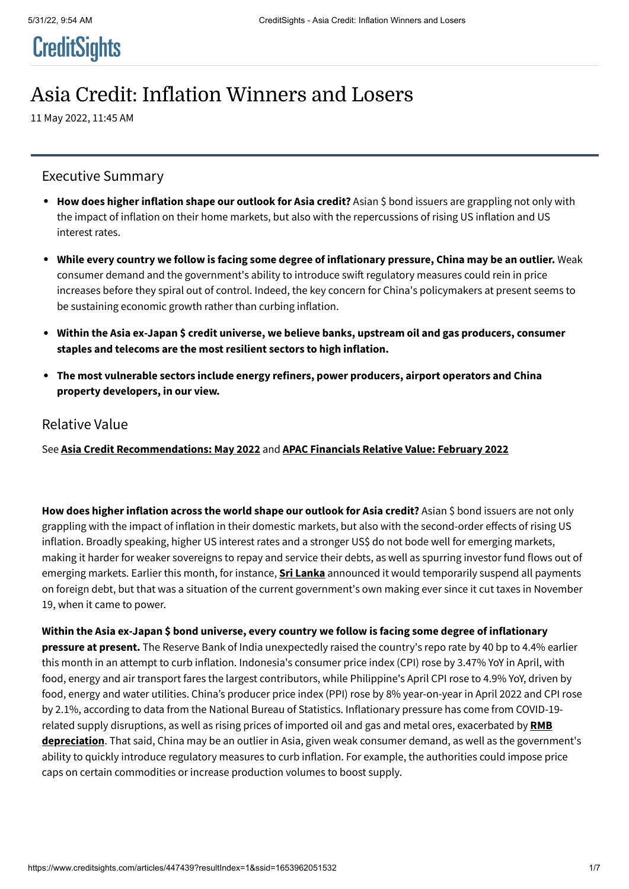# Asia Credit: Inflation Winners and Losers

11 May 2022, 11:45 AM

## Executive Summary

- **How does higher inflation shape our outlook for Asia credit?** Asian $ bond issuers are grappling not only with the impact of inflation on their home markets, but also with the repercussions of rising US inflation and US interest rates.
- **While every country we follow is facing some degree of inflationary pressure, China may be an outlier.** Weak consumer demand and the government's ability to introduce swift regulatory measures could rein in price increases before they spiral out of control. Indeed, the key concern for China's policymakers at present seems to be sustaining economic growth rather than curbing inflation.
- **Within the Asia ex-Japan $ credit universe, we believe banks, upstream oil and gas producers, consumer staples and telecoms are the most resilient sectors to high inflation.**
- **The most vulnerable sectors include energy refiners, power producers, airport operators and China property developers, in our view.**

## Relative Value

See **Asia Credit Recommendations: May 2022** and **APAC Financials Relative Value: February 2022**

**How does higher inflation across the world shape our outlook for Asia credit?** Asian $ bond issuers are not only grappling with the impact of inflation in their domestic markets, but also with the second-order effects of rising US inflation. Broadly speaking, higher US interest rates and a stronger US$ do not bode well for emerging markets, making it harder for weaker sovereigns to repay and service their debts, as well as spurring investor fund flows out of emerging markets. Earlier this month, for instance, **Sri Lanka** announced it would temporarily suspend all payments on foreign debt, but that was a situation of the current government's own making ever since it cut taxes in November 19, when it came to power.

**Within the Asia ex-Japan $ bond universe, every country we follow is facing some degree of inflationary pressure at present.** The Reserve Bank of India unexpectedly raised the country's repo rate by 40 bp to 4.4% earlier this month in an attempt to curb inflation. Indonesia's consumer price index (CPI) rose by 3.47% YoY in April, with food, energy and air transport fares the largest contributors, while Philippine's April CPI rose to 4.9% YoY, driven by food, energy and water utilities. China's producer price index (PPI) rose by 8% year-on-year in April 2022 and CPI rose by 2.1%, according to data from the National Bureau of Statistics. Inflationary pressure has come from COVID-19-related supply disruptions, as well as rising prices of imported oil and gas and metal ores, exacerbated by **RMB depreciation**. That said, China may be an outlier in Asia, given weak consumer demand, as well as the government's ability to quickly introduce regulatory measures to curb inflation. For example, the authorities could impose price caps on certain commodities or increase production volumes to boost supply.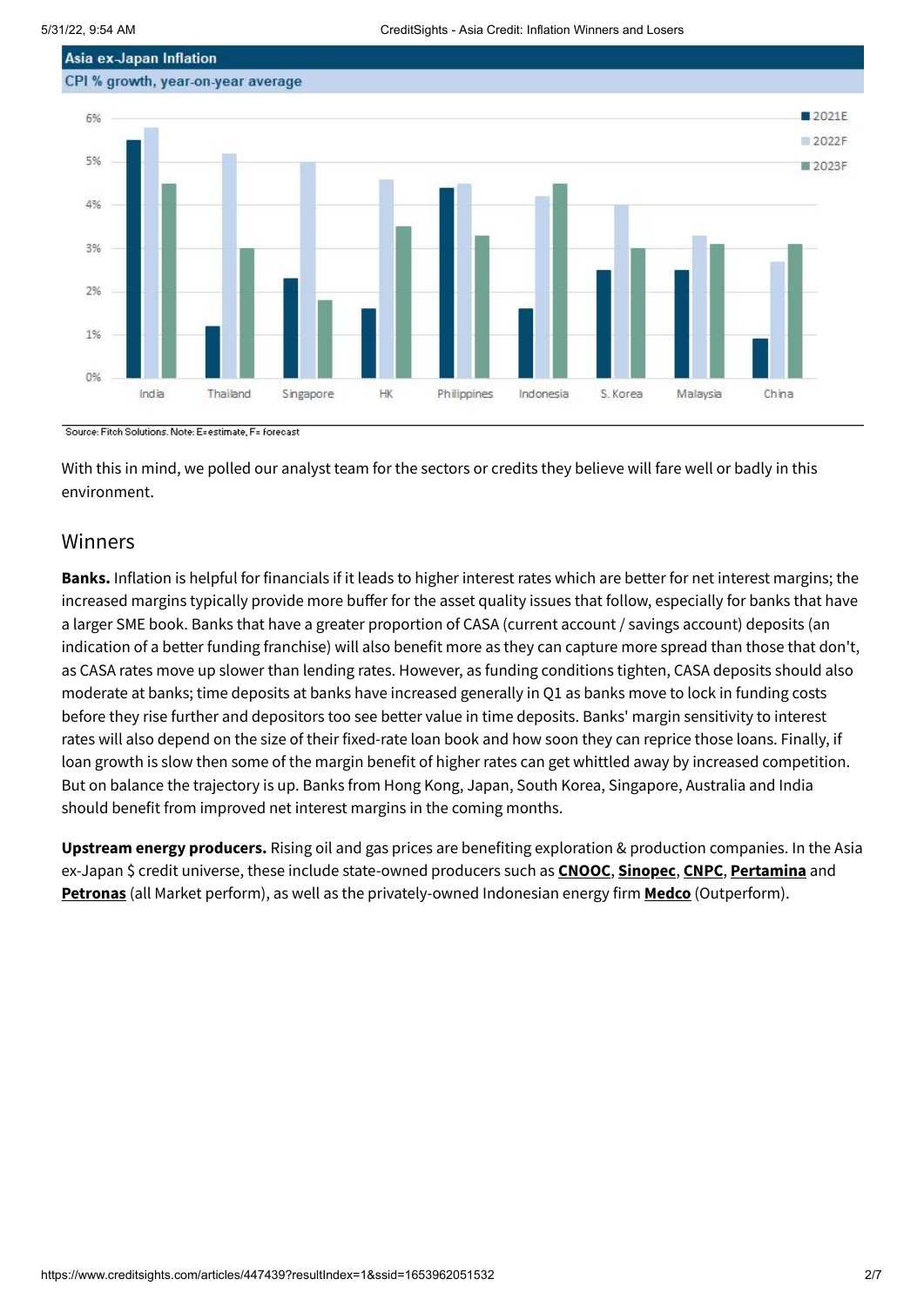**Asia ex-Japan Inflation**

CPI % growth, year-on-year average

Source: Fitch Solutions. Note: E=estimate, F= forecast

With this in mind, we polled our analyst team for the sectors or credits they believe will fare well or badly in this environment.

## Winners

**Banks.** Inflation is helpful for financials if it leads to higher interest rates which are better for net interest margins; the increased margins typically provide more buffer for the asset quality issues that follow, especially for banks that have a larger SME book. Banks that have a greater proportion of CASA (current account / savings account) deposits (an indication of a better funding franchise) will also benefit more as they can capture more spread than those that don't, as CASA rates move up slower than lending rates. However, as funding conditions tighten, CASA deposits should also moderate at banks; time deposits at banks have increased generally in Q1 as banks move to lock in funding costs before they rise further and depositors too see better value in time deposits. Banks' margin sensitivity to interest rates will also depend on the size of their fixed-rate loan book and how soon they can reprice those loans. Finally, if loan growth is slow then some of the margin benefit of higher rates can get whittled away by increased competition. But on balance the trajectory is up. Banks from Hong Kong, Japan, South Korea, Singapore, Australia and India should benefit from improved net interest margins in the coming months.

**Upstream energy producers.** Rising oil and gas prices are benefiting exploration & production companies. In the Asia ex-Japan $ credit universe, these include state-owned producers such as **CNOOC**, **Sinopec**, **CNPC**, **Pertamina** and **Petronas** (all Market perform), as well as the privately-owned Indonesian energy firm **Medco** (Outperform).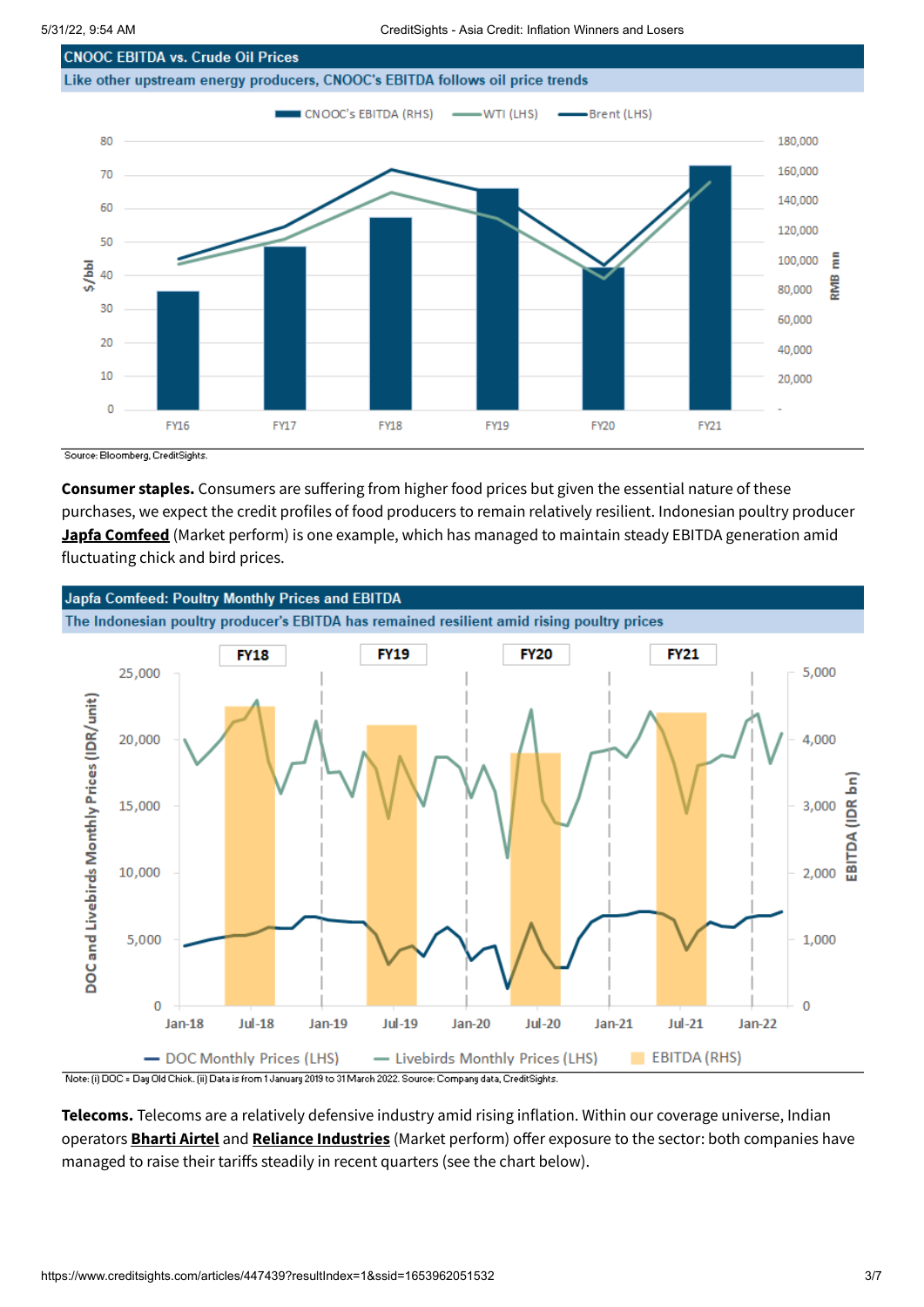**CNOOC EBITDA vs. Crude Oil Prices**

Like other upstream energy producers, CNOOC's EBITDA follows oil price trends

Source: Bloomberg, CreditSights.

**Consumer staples.** Consumers are suffering from higher food prices but given the essential nature of these purchases, we expect the credit profiles of food producers to remain relatively resilient. Indonesian poultry producer **Japfa Comfeed** (Market perform) is one example, which has managed to maintain steady EBITDA generation amid fluctuating chick and bird prices.

**Japfa Comfeed: Poultry Monthly Prices and EBITDA**

The Indonesian poultry producer's EBITDA has remained resilient amid rising poultry prices

Note: (i) DOC = Day Old Chick. (ii) Data is from 1 January 2019 to 31 March 2022. Source: Company data, CreditSights.

**Telecoms.** Telecoms are a relatively defensive industry amid rising inflation. Within our coverage universe, Indian operators **Bharti Airtel** and **Reliance Industries** (Market perform) offer exposure to the sector: both companies have managed to raise their tariffs steadily in recent quarters (see the chart below).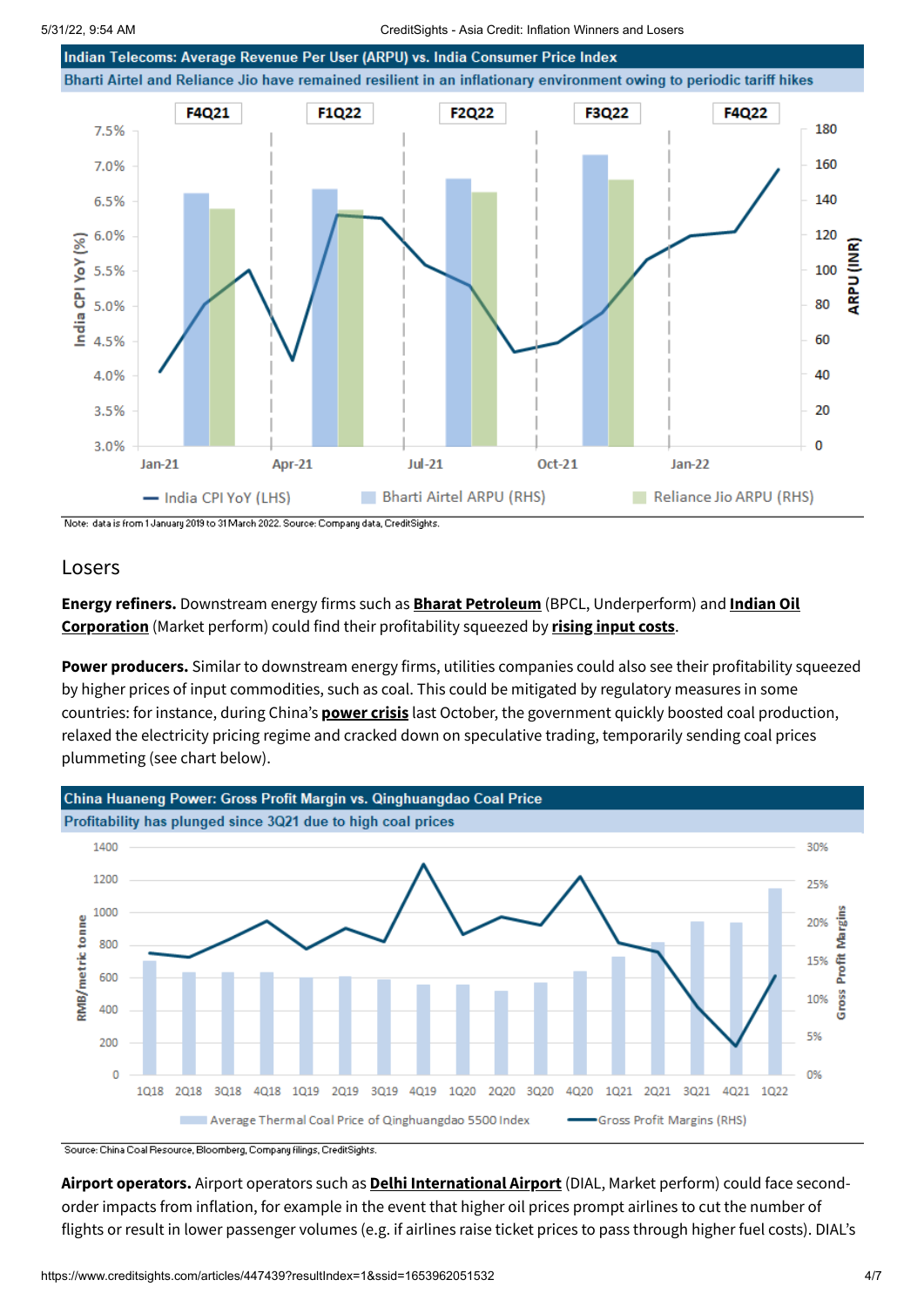**Indian Telecoms: Average Revenue Per User (ARPU) vs. India Consumer Price Index**

Bharti Airtel and Reliance Jio have remained resilient in an inflationary environment owing to periodic tariff hikes

Note: data is from 1 January 2019 to 31 March 2022. Source: Company data, CreditSights.

## Losers

**Energy refiners.** Downstream energy firms such as **Bharat Petroleum** (BPCL, Underperform) and **Indian Oil Corporation** (Market perform) could find their profitability squeezed by **rising input costs**.

**Power producers.** Similar to downstream energy firms, utilities companies could also see their profitability squeezed by higher prices of input commodities, such as coal. This could be mitigated by regulatory measures in some countries: for instance, during China's **power crisis** last October, the government quickly boosted coal production, relaxed the electricity pricing regime and cracked down on speculative trading, temporarily sending coal prices plummeting (see chart below).

**China Huaneng Power: Gross Profit Margin vs. Qinghuangdao Coal Price**

Profitability has plunged since 3Q21 due to high coal prices

Source: China Coal Resource, Bloomberg, Company filings, CreditSights.

**Airport operators.** Airport operators such as **Delhi International Airport** (DIAL, Market perform) could face second-order impacts from inflation, for example in the event that higher oil prices prompt airlines to cut the number of flights or result in lower passenger volumes (e.g. if airlines raise ticket prices to pass through higher fuel costs). DIAL's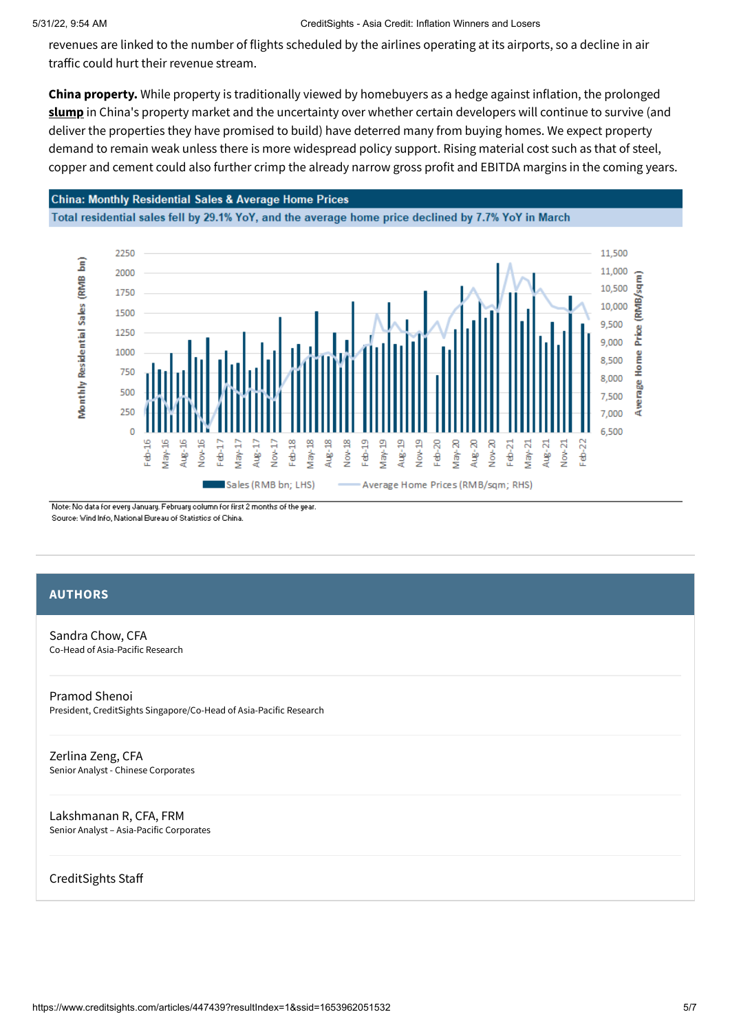revenues are linked to the number of flights scheduled by the airlines operating at its airports, so a decline in air traffic could hurt their revenue stream.

**China property.** While property is traditionally viewed by homebuyers as a hedge against inflation, the prolonged **slump** in China's property market and the uncertainty over whether certain developers will continue to survive (and deliver the properties they have promised to build) have deterred many from buying homes. We expect property demand to remain weak unless there is more widespread policy support. Rising material cost such as that of steel, copper and cement could also further crimp the already narrow gross profit and EBITDA margins in the coming years.

**China: Monthly Residential Sales & Average Home Prices**

**Total residential sales fell by 29.1% YoY, and the average home price declined by 7.7% YoY in March**

Note: No data for every January. February column for first 2 months of the year.
Source: Wind Info, National Bureau of Statistics of China.

## AUTHORS

Sandra Chow, CFA
Co-Head of Asia-Pacific Research

Pramod Shenoi
President, CreditSights Singapore/Co-Head of Asia-Pacific Research

Zerlina Zeng, CFA
Senior Analyst - Chinese Corporates

Lakshmanan R, CFA, FRM
Senior Analyst – Asia-Pacific Corporates

CreditSights Staff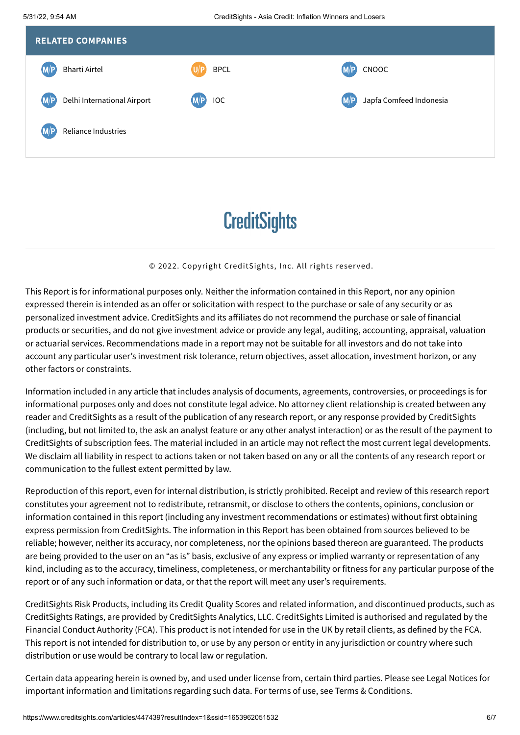## RELATED COMPANIES

| | | |
|---|---|---|
| M/P Bharti Airtel | U/P BPCL | M/P CNOOC |
| M/P Delhi International Airport | M/P IOC | M/P Japfa Comfeed Indonesia |
| M/P Reliance Industries | | |

**CreditSights**

© 2022. Copyright CreditSights, Inc. All rights reserved.

This Report is for informational purposes only. Neither the information contained in this Report, nor any opinion expressed therein is intended as an offer or solicitation with respect to the purchase or sale of any security or as personalized investment advice. CreditSights and its affiliates do not recommend the purchase or sale of financial products or securities, and do not give investment advice or provide any legal, auditing, accounting, appraisal, valuation or actuarial services. Recommendations made in a report may not be suitable for all investors and do not take into account any particular user's investment risk tolerance, return objectives, asset allocation, investment horizon, or any other factors or constraints.

Information included in any article that includes analysis of documents, agreements, controversies, or proceedings is for informational purposes only and does not constitute legal advice. No attorney client relationship is created between any reader and CreditSights as a result of the publication of any research report, or any response provided by CreditSights (including, but not limited to, the ask an analyst feature or any other analyst interaction) or as the result of the payment to CreditSights of subscription fees. The material included in an article may not reflect the most current legal developments. We disclaim all liability in respect to actions taken or not taken based on any or all the contents of any research report or communication to the fullest extent permitted by law.

Reproduction of this report, even for internal distribution, is strictly prohibited. Receipt and review of this research report constitutes your agreement not to redistribute, retransmit, or disclose to others the contents, opinions, conclusion or information contained in this report (including any investment recommendations or estimates) without first obtaining express permission from CreditSights. The information in this Report has been obtained from sources believed to be reliable; however, neither its accuracy, nor completeness, nor the opinions based thereon are guaranteed. The products are being provided to the user on an "as is" basis, exclusive of any express or implied warranty or representation of any kind, including as to the accuracy, timeliness, completeness, or merchantability or fitness for any particular purpose of the report or of any such information or data, or that the report will meet any user's requirements.

CreditSights Risk Products, including its Credit Quality Scores and related information, and discontinued products, such as CreditSights Ratings, are provided by CreditSights Analytics, LLC. CreditSights Limited is authorised and regulated by the Financial Conduct Authority (FCA). This product is not intended for use in the UK by retail clients, as defined by the FCA. This report is not intended for distribution to, or use by any person or entity in any jurisdiction or country where such distribution or use would be contrary to local law or regulation.

Certain data appearing herein is owned by, and used under license from, certain third parties. Please see Legal Notices for important information and limitations regarding such data. For terms of use, see Terms & Conditions.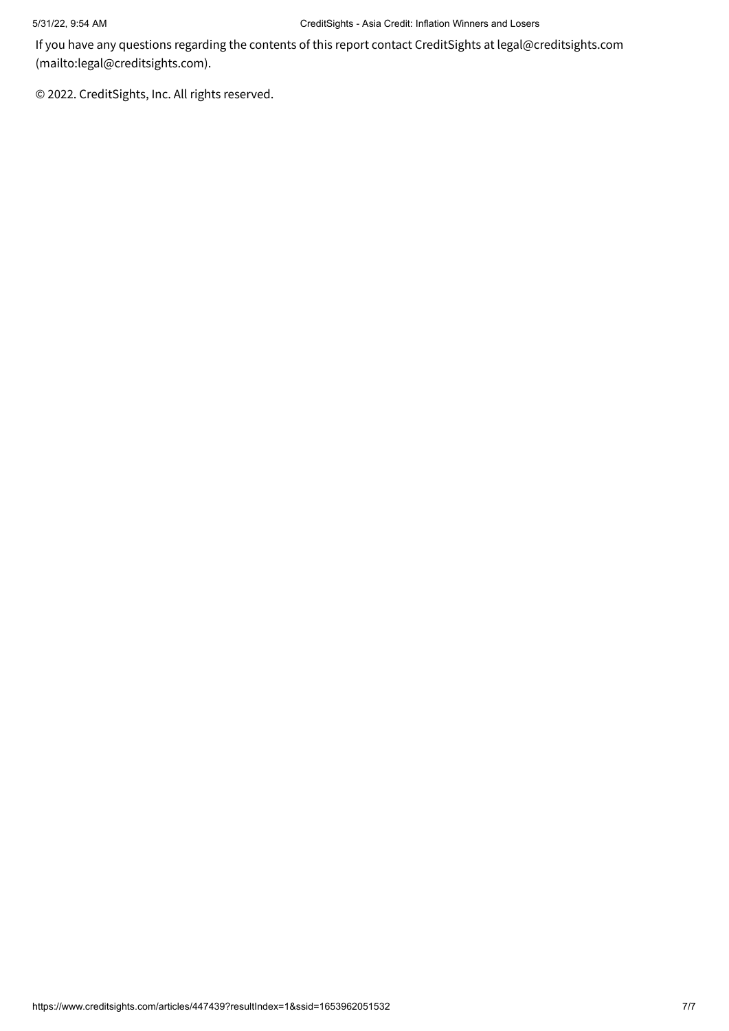If you have any questions regarding the contents of this report contact CreditSights at legal@creditsights.com (mailto:legal@creditsights.com).

© 2022. CreditSights, Inc. All rights reserved.